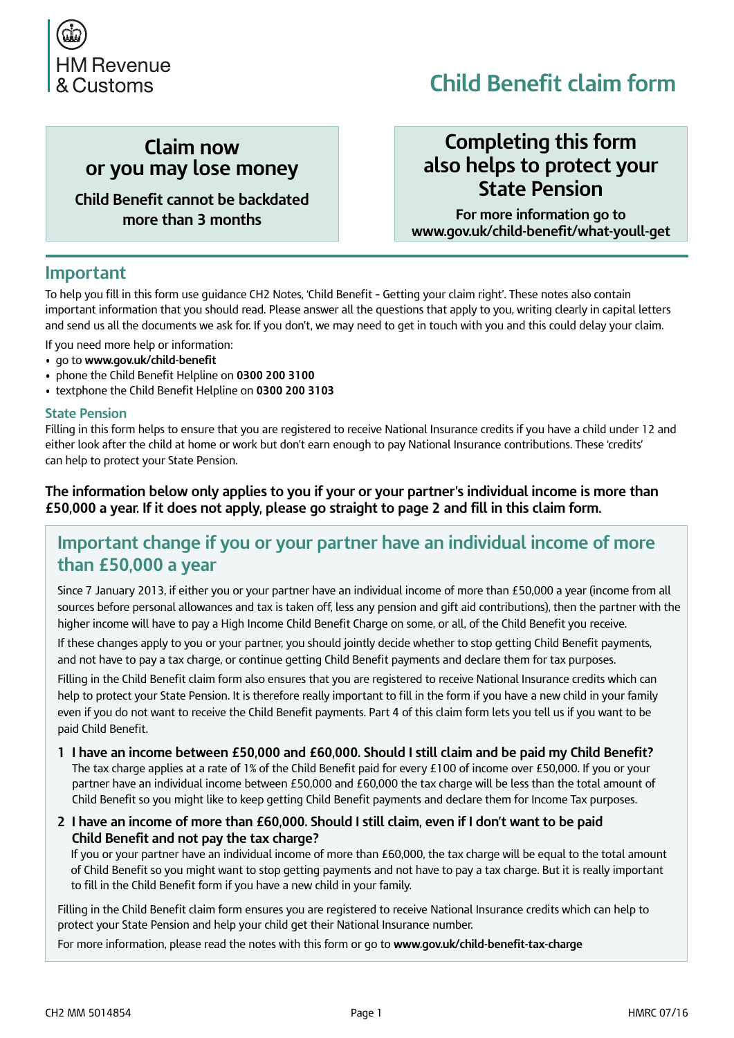HM Revenue & Customs

# Child Benefit claim form

**Claim now or you may lose money**

**Child Benefit cannot be backdated more than 3 months**

**Completing this form also helps to protect your State Pension**

**For more information go to www.gov.uk/child-benefit/what-youll-get**

## Important

To help you fill in this form use guidance CH2 Notes, 'Child Benefit - Getting your claim right'. These notes also contain important information that you should read. Please answer all the questions that apply to you, writing clearly in capital letters and send us all the documents we ask for. If you don't, we may need to get in touch with you and this could delay your claim.

If you need more help or information:

- go to **www.gov.uk/child-benefit**
- phone the Child Benefit Helpline on **0300 200 3100**
- textphone the Child Benefit Helpline on **0300 200 3103**

### State Pension

Filling in this form helps to ensure that you are registered to receive National Insurance credits if you have a child under 12 and either look after the child at home or work but don't earn enough to pay National Insurance contributions. These 'credits' can help to protect your State Pension.

**The information below only applies to you if your or your partner's individual income is more than £50,000 a year. If it does not apply, please go straight to page 2 and fill in this claim form.**

## Important change if you or your partner have an individual income of more than £50,000 a year

Since 7 January 2013, if either you or your partner have an individual income of more than £50,000 a year (income from all sources before personal allowances and tax is taken off, less any pension and gift aid contributions), then the partner with the higher income will have to pay a High Income Child Benefit Charge on some, or all, of the Child Benefit you receive.

If these changes apply to you or your partner, you should jointly decide whether to stop getting Child Benefit payments, and not have to pay a tax charge, or continue getting Child Benefit payments and declare them for tax purposes.

Filling in the Child Benefit claim form also ensures that you are registered to receive National Insurance credits which can help to protect your State Pension. It is therefore really important to fill in the form if you have a new child in your family even if you do not want to receive the Child Benefit payments. Part 4 of this claim form lets you tell us if you want to be paid Child Benefit.

**1 I have an income between £50,000 and £60,000. Should I still claim and be paid my Child Benefit?**
The tax charge applies at a rate of 1% of the Child Benefit paid for every £100 of income over £50,000. If you or your partner have an individual income between £50,000 and £60,000 the tax charge will be less than the total amount of Child Benefit so you might like to keep getting Child Benefit payments and declare them for Income Tax purposes.

**2 I have an income of more than £60,000. Should I still claim, even if I don't want to be paid Child Benefit and not pay the tax charge?**
If you or your partner have an individual income of more than £60,000, the tax charge will be equal to the total amount of Child Benefit so you might want to stop getting payments and not have to pay a tax charge. But it is really important to fill in the Child Benefit form if you have a new child in your family.

Filling in the Child Benefit claim form ensures you are registered to receive National Insurance credits which can help to protect your State Pension and help your child get their National Insurance number.

For more information, please read the notes with this form or go to **www.gov.uk/child-benefit-tax-charge**

CH2 MM 5014854 HMRC 07/16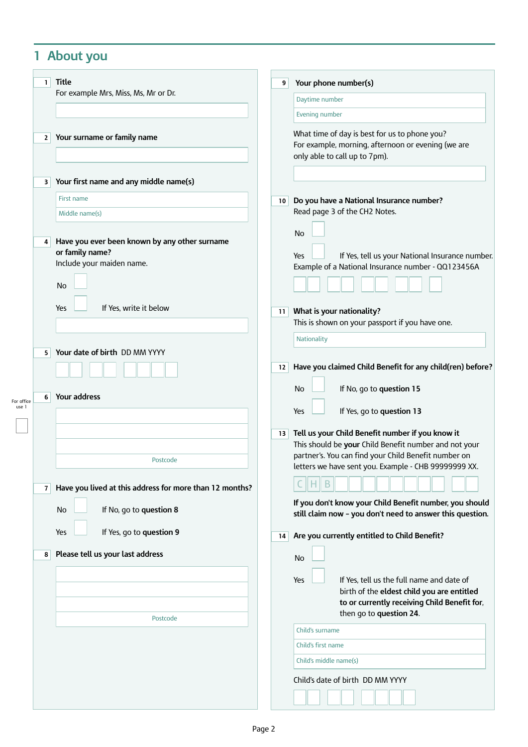# 1 About you

**1 Title**
For example Mrs, Miss, Ms, Mr or Dr.

**2 Your surname or family name**

**3 Your first name and any middle name(s)**

First name

Middle name(s)

**4 Have you ever been known by any other surname or family name?**
Include your maiden name.

No

Yes — If Yes, write it below

**5 Your date of birth** DD MM YYYY

For office use 1

**6 Your address**

Postcode

**7 Have you lived at this address for more than 12 months?**

No — If No, go to **question 8**

Yes — If Yes, go to **question 9**

**8 Please tell us your last address**

Postcode

**9 Your phone number(s)**

Daytime number

Evening number

What time of day is best for us to phone you?
For example, morning, afternoon or evening (we are only able to call up to 7pm).

**10 Do you have a National Insurance number?**
Read page 3 of the CH2 Notes.

No

Yes — If Yes, tell us your National Insurance number.

Example of a National Insurance number - QQ123456A

**11 What is your nationality?**
This is shown on your passport if you have one.

Nationality

**12 Have you claimed Child Benefit for any child(ren) before?**

No — If No, go to **question 15**

Yes — If Yes, go to **question 13**

**13 Tell us your Child Benefit number if you know it**
This should be **your** Child Benefit number and not your partner's. You can find your Child Benefit number on letters we have sent you. Example - CHB 99999999 XX.

C H B

**If you don't know your Child Benefit number, you should still claim now – you don't need to answer this question.**

**14 Are you currently entitled to Child Benefit?**

No

Yes — If Yes, tell us the full name and date of birth of the **eldest child you are entitled to or currently receiving Child Benefit for**, then go to **question 24**.

Child's surname

Child's first name

Child's middle name(s)

Child's date of birth DD MM YYYY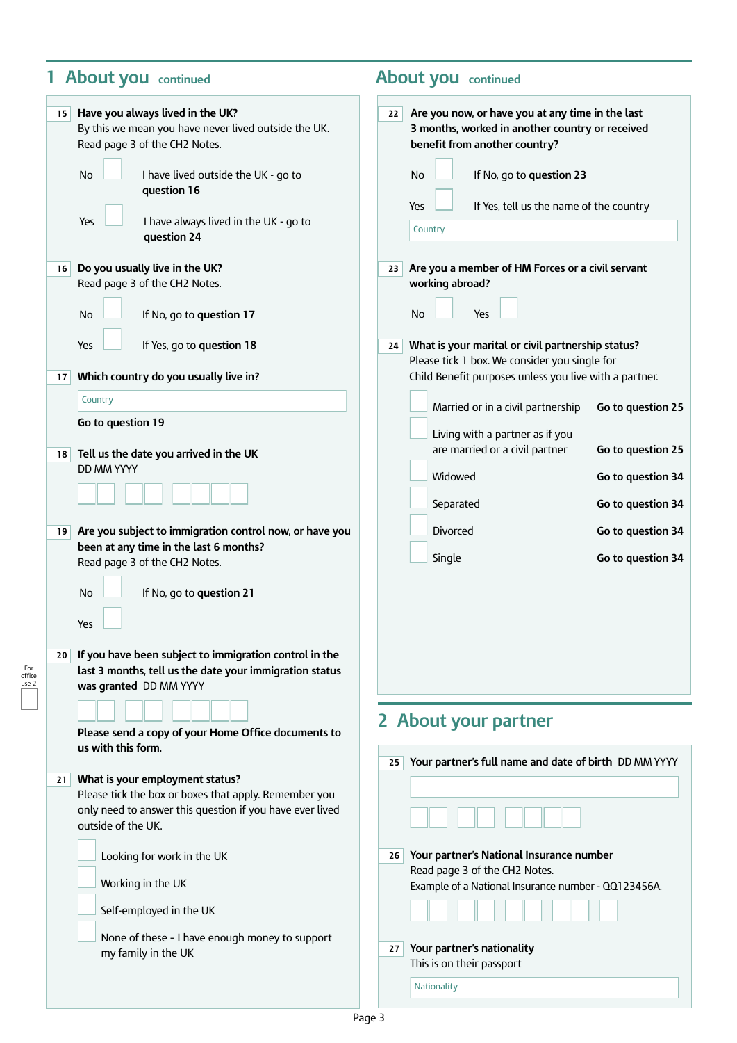## 1 About you continued

**15 Have you always lived in the UK?**
By this we mean you have never lived outside the UK.
Read page 3 of the CH2 Notes.

No ☐ I have lived outside the UK - go to **question 16**

Yes ☐ I have always lived in the UK - go to **question 24**

**16 Do you usually live in the UK?**
Read page 3 of the CH2 Notes.

No ☐ If No, go to **question 17**

Yes ☐ If Yes, go to **question 18**

**17 Which country do you usually live in?**

Country

**Go to question 19**

**18 Tell us the date you arrived in the UK**
DD MM YYYY

**19 Are you subject to immigration control now, or have you been at any time in the last 6 months?**
Read page 3 of the CH2 Notes.

No ☐ If No, go to **question 21**

Yes ☐

**20 If you have been subject to immigration control in the last 3 months, tell us the date your immigration status was granted** DD MM YYYY

For office use 2

**Please send a copy of your Home Office documents to us with this form.**

**21 What is your employment status?**
Please tick the box or boxes that apply. Remember you only need to answer this question if you have ever lived outside of the UK.

- ☐ Looking for work in the UK
- ☐ Working in the UK
- ☐ Self-employed in the UK
- ☐ None of these - I have enough money to support my family in the UK

## About you continued

**22 Are you now, or have you at any time in the last 3 months, worked in another country or received benefit from another country?**

No ☐ If No, go to **question 23**

Yes ☐ If Yes, tell us the name of the country

Country

**23 Are you a member of HM Forces or a civil servant working abroad?**

No ☐ Yes ☐

**24 What is your marital or civil partnership status?**
Please tick 1 box. We consider you single for Child Benefit purposes unless you live with a partner.

- ☐ Married or in a civil partnership **Go to question 25**
- ☐ Living with a partner as if you are married or a civil partner **Go to question 25**
- ☐ Widowed **Go to question 34**
- ☐ Separated **Go to question 34**
- ☐ Divorced **Go to question 34**
- ☐ Single **Go to question 34**

## 2 About your partner

**25 Your partner's full name and date of birth** DD MM YYYY

**26 Your partner's National Insurance number**
Read page 3 of the CH2 Notes.
Example of a National Insurance number - QQ123456A.

**27 Your partner's nationality**
This is on their passport

Nationality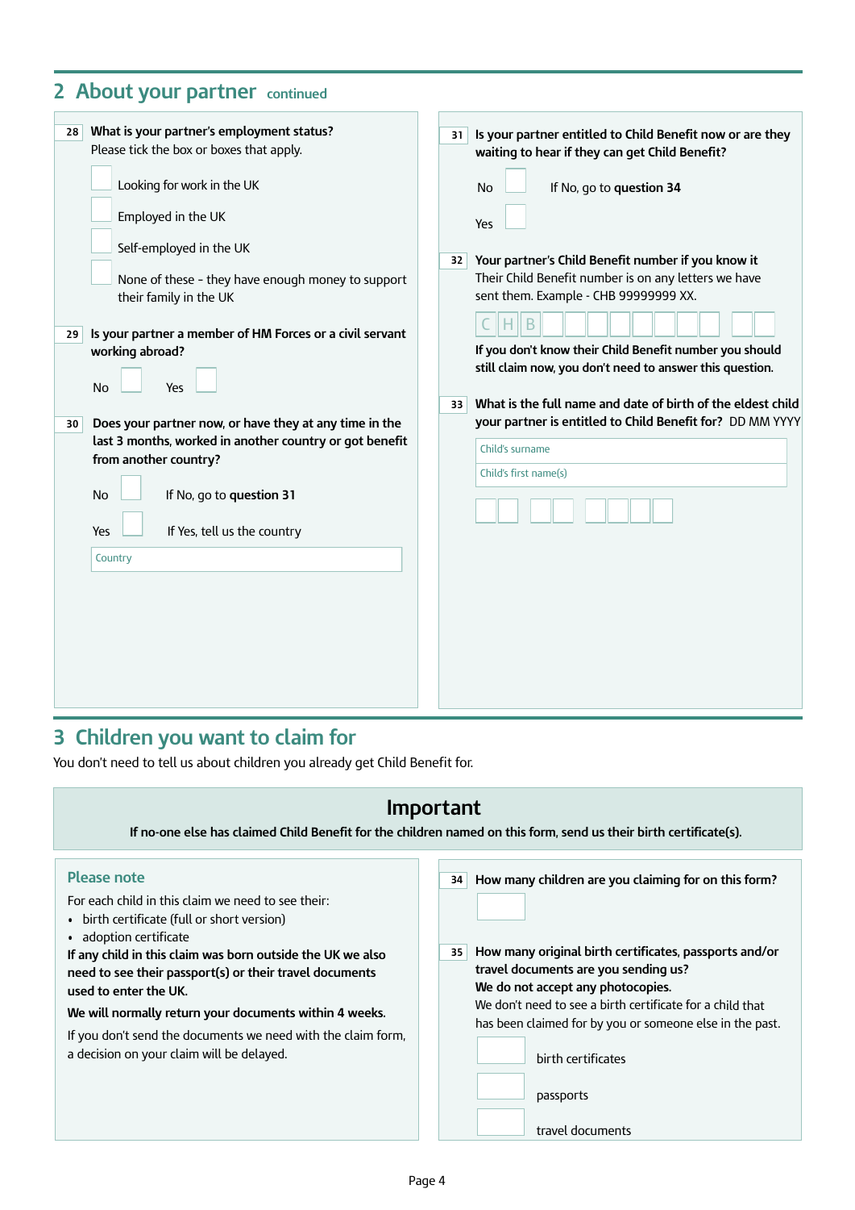## 2 About your partner continued

**28 What is your partner's employment status?**
Please tick the box or boxes that apply.

- ☐ Looking for work in the UK
- ☐ Employed in the UK
- ☐ Self-employed in the UK
- ☐ None of these - they have enough money to support their family in the UK

**29 Is your partner a member of HM Forces or a civil servant working abroad?**

No ☐ Yes ☐

**30 Does your partner now, or have they at any time in the last 3 months, worked in another country or got benefit from another country?**

No ☐ If No, go to **question 31**

Yes ☐ If Yes, tell us the country

Country

**31 Is your partner entitled to Child Benefit now or are they waiting to hear if they can get Child Benefit?**

No ☐ If No, go to **question 34**

Yes ☐

**32 Your partner's Child Benefit number if you know it**
Their Child Benefit number is on any letters we have sent them. Example - CHB 99999999 XX.

C H B ☐☐☐☐☐☐☐☐ ☐☐

**If you don't know their Child Benefit number you should still claim now, you don't need to answer this question.**

**33 What is the full name and date of birth of the eldest child your partner is entitled to Child Benefit for?** DD MM YYYY

Child's surname

Child's first name(s)

☐☐ ☐☐ ☐☐☐☐

## 3 Children you want to claim for

You don't need to tell us about children you already get Child Benefit for.

### Important

**If no-one else has claimed Child Benefit for the children named on this form, send us their birth certificate(s).**

### Please note

For each child in this claim we need to see their:

- birth certificate (full or short version)
- adoption certificate

**If any child in this claim was born outside the UK we also need to see their passport(s) or their travel documents used to enter the UK.**

**We will normally return your documents within 4 weeks.**

If you don't send the documents we need with the claim form, a decision on your claim will be delayed.

**34 How many children are you claiming for on this form?**

☐

**35 How many original birth certificates, passports and/or travel documents are you sending us?**
**We do not accept any photocopies.**
We don't need to see a birth certificate for a child that has been claimed for by you or someone else in the past.

☐ birth certificates

☐ passports

☐ travel documents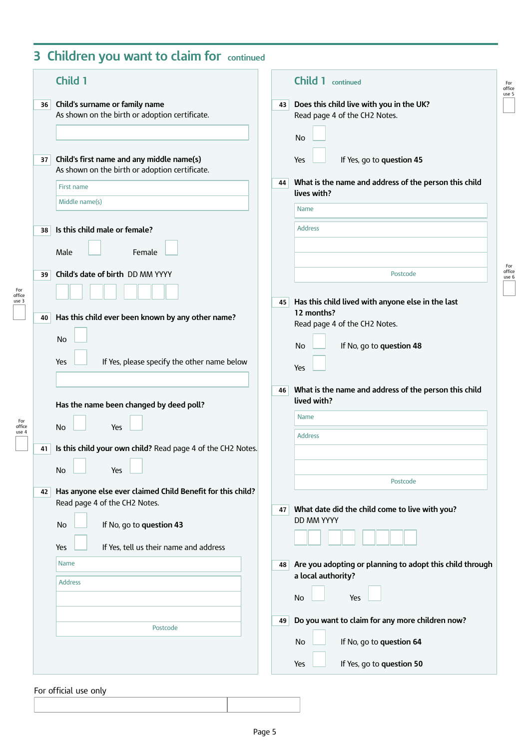## 3 Children you want to claim for continued

### Child 1

**36 Child's surname or family name**
As shown on the birth or adoption certificate.

**37 Child's first name and any middle name(s)**
As shown on the birth or adoption certificate.

First name

Middle name(s)

**38 Is this child male or female?**

Male

Female

**39 Child's date of birth** DD MM YYYY

For office use 3

**40 Has this child ever been known by any other name?**

No

Yes — If Yes, please specify the other name below

**Has the name been changed by deed poll?**

No

Yes

For office use 4

**41 Is this child your own child?** Read page 4 of the CH2 Notes.

No

Yes

**42 Has anyone else ever claimed Child Benefit for this child?**
Read page 4 of the CH2 Notes.

No — If No, go to **question 43**

Yes — If Yes, tell us their name and address

Name

Address

Postcode

### Child 1 continued

For office use 5

**43 Does this child live with you in the UK?**
Read page 4 of the CH2 Notes.

No

Yes — If Yes, go to **question 45**

**44 What is the name and address of the person this child lives with?**

Name

Address

Postcode

For office use 6

**45 Has this child lived with anyone else in the last 12 months?**
Read page 4 of the CH2 Notes.

No — If No, go to **question 48**

Yes

**46 What is the name and address of the person this child lived with?**

Name

Address

Postcode

**47 What date did the child come to live with you?**
DD MM YYYY

**48 Are you adopting or planning to adopt this child through a local authority?**

No

Yes

**49 Do you want to claim for any more children now?**

No — If No, go to **question 64**

Yes — If Yes, go to **question 50**

For official use only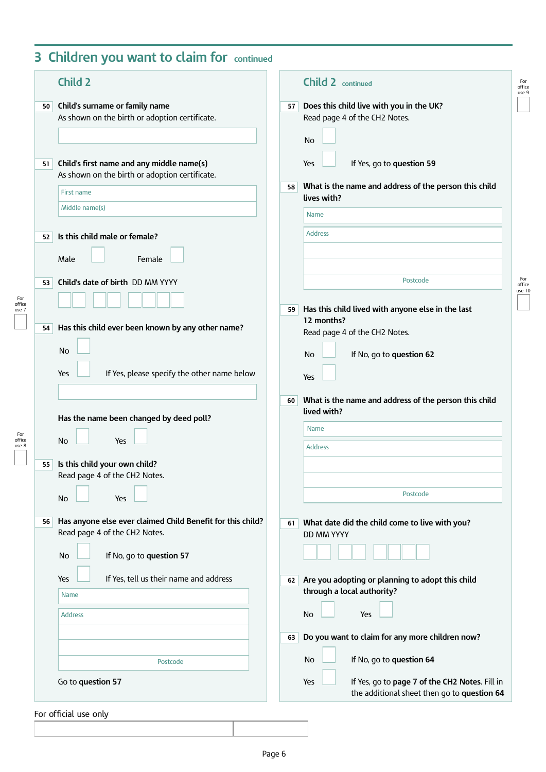## 3 Children you want to claim for continued

### Child 2

**50 Child's surname or family name**
As shown on the birth or adoption certificate.

**51 Child's first name and any middle name(s)**
As shown on the birth or adoption certificate.

First name
Middle name(s)

**52 Is this child male or female?**

Male ☐ Female ☐

**53 Child's date of birth** DD MM YYYY

For office use 7

**54 Has this child ever been known by any other name?**

No ☐

Yes ☐ If Yes, please specify the other name below

**Has the name been changed by deed poll?**

For office use 8

No ☐ Yes ☐

**55 Is this child your own child?**
Read page 4 of the CH2 Notes.

No ☐ Yes ☐

**56 Has anyone else ever claimed Child Benefit for this child?**
Read page 4 of the CH2 Notes.

No ☐ If No, go to **question 57**

Yes ☐ If Yes, tell us their name and address

Name
Address
Postcode

Go to **question 57**

### Child 2 continued

For office use 9

**57 Does this child live with you in the UK?**
Read page 4 of the CH2 Notes.

No ☐

Yes ☐ If Yes, go to **question 59**

**58 What is the name and address of the person this child lives with?**

Name
Address
Postcode

For office use 10

**59 Has this child lived with anyone else in the last 12 months?**
Read page 4 of the CH2 Notes.

No ☐ If No, go to **question 62**

Yes ☐

**60 What is the name and address of the person this child lived with?**

Name
Address
Postcode

**61 What date did the child come to live with you?**
DD MM YYYY

**62 Are you adopting or planning to adopt this child through a local authority?**

No ☐ Yes ☐

**63 Do you want to claim for any more children now?**

No ☐ If No, go to **question 64**

Yes ☐ If Yes, go to **page 7 of the CH2 Notes**. Fill in the additional sheet then go to **question 64**

For official use only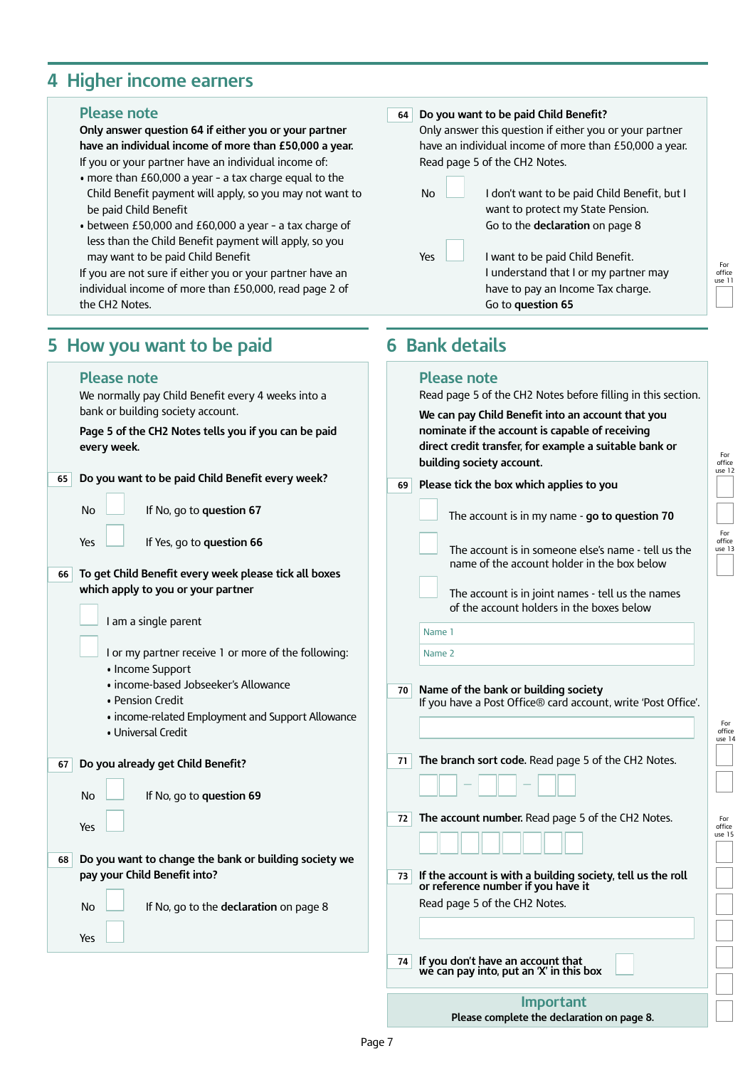## 4 Higher income earners

### Please note

**Only answer question 64 if either you or your partner have an individual income of more than £50,000 a year.**

If you or your partner have an individual income of:

- more than £60,000 a year - a tax charge equal to the Child Benefit payment will apply, so you may not want to be paid Child Benefit
- between £50,000 and £60,000 a year - a tax charge of less than the Child Benefit payment will apply, so you may want to be paid Child Benefit

If you are not sure if either you or your partner have an individual income of more than £50,000, read page 2 of the CH2 Notes.

**64 Do you want to be paid Child Benefit?**

Only answer this question if either you or your partner have an individual income of more than £50,000 a year. Read page 5 of the CH2 Notes.

No ☐ I don't want to be paid Child Benefit, but I want to protect my State Pension. Go to the **declaration** on page 8

Yes ☐ I want to be paid Child Benefit. I understand that I or my partner may have to pay an Income Tax charge. Go to **question 65**

For office use 11

## 5 How you want to be paid

### Please note

We normally pay Child Benefit every 4 weeks into a bank or building society account.

**Page 5 of the CH2 Notes tells you if you can be paid every week.**

**65 Do you want to be paid Child Benefit every week?**

No ☐ If No, go to **question 67**

Yes ☐ If Yes, go to **question 66**

**66 To get Child Benefit every week please tick all boxes which apply to you or your partner**

☐ I am a single parent

☐ I or my partner receive 1 or more of the following:

- Income Support
- income-based Jobseeker's Allowance
- Pension Credit
- income-related Employment and Support Allowance
- Universal Credit

**67 Do you already get Child Benefit?**

No ☐ If No, go to **question 69**

Yes ☐

**68 Do you want to change the bank or building society we pay your Child Benefit into?**

No ☐ If No, go to the **declaration** on page 8

Yes ☐

## 6 Bank details

### Please note

Read page 5 of the CH2 Notes before filling in this section.

**We can pay Child Benefit into an account that you nominate if the account is capable of receiving direct credit transfer, for example a suitable bank or building society account.**

**69 Please tick the box which applies to you**

☐ The account is in my name - **go to question 70**

☐ The account is in someone else's name - tell us the name of the account holder in the box below

☐ The account is in joint names - tell us the names of the account holders in the boxes below

Name 1

Name 2

For office use 12

For office use 13

**70 Name of the bank or building society**

If you have a Post Office® card account, write 'Post Office'.

For office use 14

**71 The branch sort code.** Read page 5 of the CH2 Notes.

☐☐ – ☐☐ – ☐☐

**72 The account number.** Read page 5 of the CH2 Notes.

☐☐☐☐☐☐☐☐

For office use 15

**73 If the account is with a building society, tell us the roll or reference number if you have it**

Read page 5 of the CH2 Notes.

**74 If you don't have an account that we can pay into, put an 'X' in this box** ☐

### Important

**Please complete the declaration on page 8.**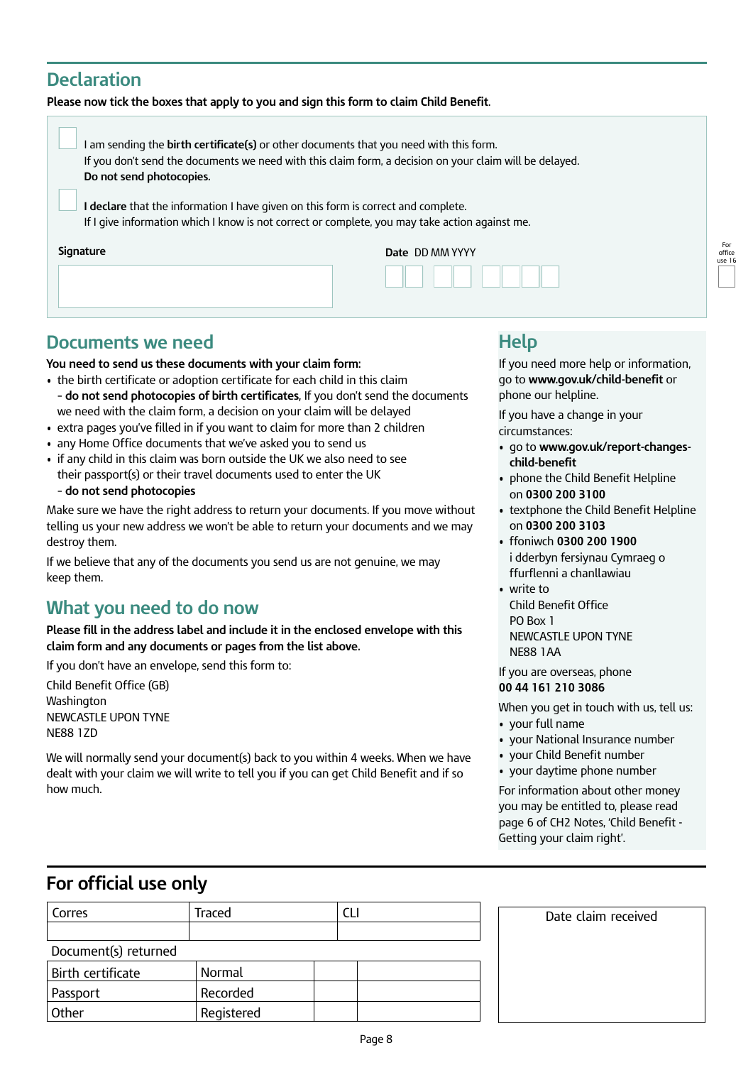## Declaration

**Please now tick the boxes that apply to you and sign this form to claim Child Benefit**.

☐ I am sending the **birth certificate(s)** or other documents that you need with this form.
If you don't send the documents we need with this claim form, a decision on your claim will be delayed.
**Do not send photocopies.**

☐ **I declare** that the information I have given on this form is correct and complete.
If I give information which I know is not correct or complete, you may take action against me.

**Signature**

**Date** DD MM YYYY

For office use 16

## Documents we need

**You need to send us these documents with your claim form:**

- the birth certificate or adoption certificate for each child in this claim
  - **do not send photocopies of birth certificates**, If you don't send the documents we need with the claim form, a decision on your claim will be delayed
- extra pages you've filled in if you want to claim for more than 2 children
- any Home Office documents that we've asked you to send us
- if any child in this claim was born outside the UK we also need to see their passport(s) or their travel documents used to enter the UK
  - **do not send photocopies**

Make sure we have the right address to return your documents. If you move without telling us your new address we won't be able to return your documents and we may destroy them.

If we believe that any of the documents you send us are not genuine, we may keep them.

## What you need to do now

**Please fill in the address label and include it in the enclosed envelope with this claim form and any documents or pages from the list above.**

If you don't have an envelope, send this form to:

Child Benefit Office (GB)
Washington
NEWCASTLE UPON TYNE
NE88 1ZD

We will normally send your document(s) back to you within 4 weeks. When we have dealt with your claim we will write to tell you if you can get Child Benefit and if so how much.

## Help

If you need more help or information, go to **www.gov.uk/child-benefit** or phone our helpline.

If you have a change in your circumstances:

- go to **www.gov.uk/report-changes-child-benefit**
- phone the Child Benefit Helpline on **0300 200 3100**
- textphone the Child Benefit Helpline on **0300 200 3103**
- ffoniwch **0300 200 1900** i dderbyn fersiynau Cymraeg o ffurflenni a chanllawiau
- write to
  Child Benefit Office
  PO Box 1
  NEWCASTLE UPON TYNE
  NE88 1AA

If you are overseas, phone **00 44 161 210 3086**

When you get in touch with us, tell us:

- your full name
- your National Insurance number
- your Child Benefit number
- your daytime phone number

For information about other money you may be entitled to, please read page 6 of CH2 Notes, 'Child Benefit - Getting your claim right'.

## For official use only

| Corres | Traced | CLI |
|---|---|---|
| | | |

Document(s) returned

| Birth certificate | Normal | | |
|---|---|---|---|
| Passport | Recorded | | |
| Other | Registered | | |

Date claim received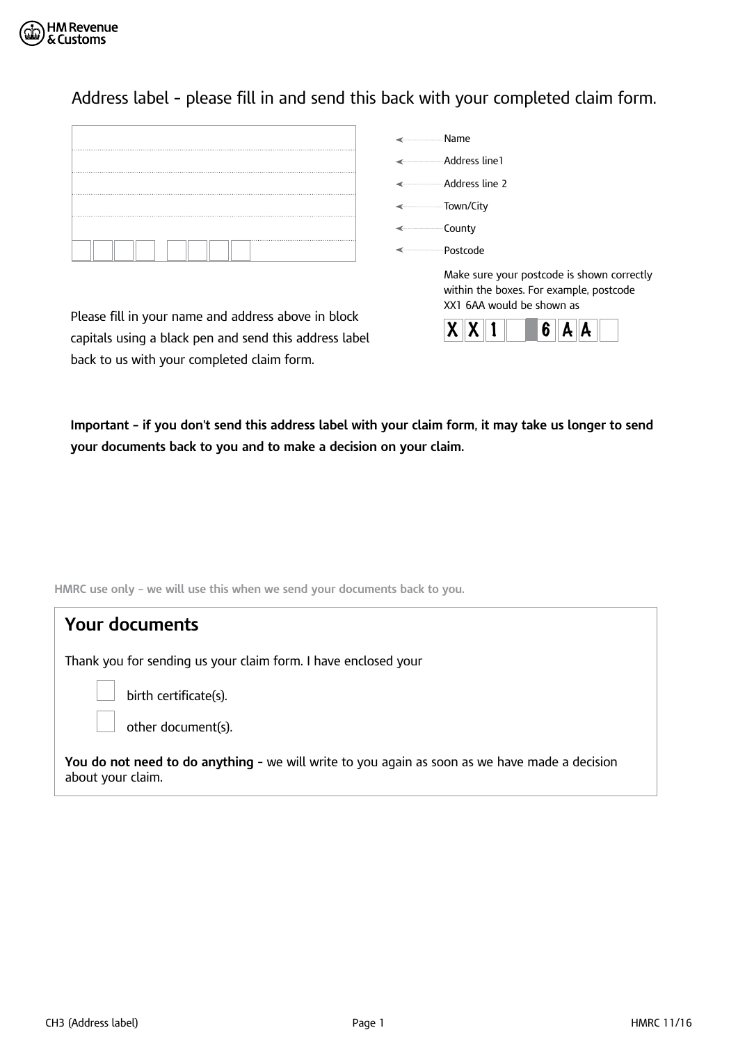HM Revenue & Customs

# Address label - please fill in and send this back with your completed claim form.

| | |
|---|---|
| | Name |
| | Address line1 |
| | Address line 2 |
| | Town/City |
| | County |
| | Postcode |

Make sure your postcode is shown correctly within the boxes. For example, postcode XX1 6AA would be shown as

X X 1 6 A A

Please fill in your name and address above in block capitals using a black pen and send this address label back to us with your completed claim form.

**Important - if you don't send this address label with your claim form, it may take us longer to send your documents back to you and to make a decision on your claim.**

HMRC use only - we will use this when we send your documents back to you.

## Your documents

Thank you for sending us your claim form. I have enclosed your

- ☐ birth certificate(s).
- ☐ other document(s).

**You do not need to do anything** - we will write to you again as soon as we have made a decision about your claim.

CH3 (Address label) HMRC 11/16